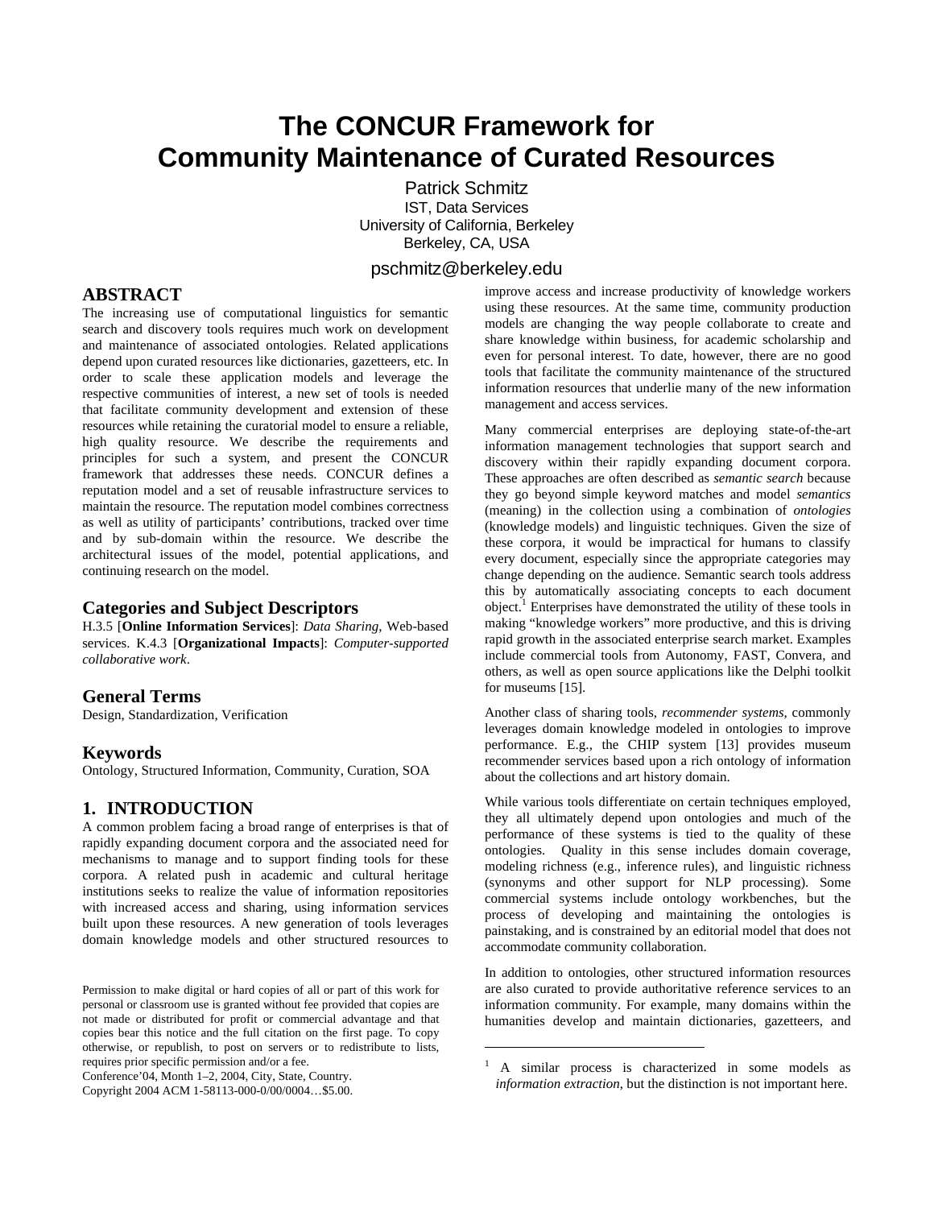# The CONCUR Framework for Community Maintenance of Curated Resources

Patrick Schmitz
IST, Data Services
University of California, Berkeley
Berkeley, CA, USA

pschmitz@berkeley.edu

## ABSTRACT

The increasing use of computational linguistics for semantic search and discovery tools requires much work on development and maintenance of associated ontologies. Related applications depend upon curated resources like dictionaries, gazetteers, etc. In order to scale these application models and leverage the respective communities of interest, a new set of tools is needed that facilitate community development and extension of these resources while retaining the curatorial model to ensure a reliable, high quality resource. We describe the requirements and principles for such a system, and present the CONCUR framework that addresses these needs. CONCUR defines a reputation model and a set of reusable infrastructure services to maintain the resource. The reputation model combines correctness as well as utility of participants' contributions, tracked over time and by sub-domain within the resource. We describe the architectural issues of the model, potential applications, and continuing research on the model.

### Categories and Subject Descriptors

H.3.5 [**Online Information Services**]: *Data Sharing*, Web-based services. K.4.3 [**Organizational Impacts**]: *Computer-supported collaborative work*.

### General Terms

Design, Standardization, Verification

### Keywords

Ontology, Structured Information, Community, Curation, SOA

## 1. INTRODUCTION

A common problem facing a broad range of enterprises is that of rapidly expanding document corpora and the associated need for mechanisms to manage and to support finding tools for these corpora. A related push in academic and cultural heritage institutions seeks to realize the value of information repositories with increased access and sharing, using information services built upon these resources. A new generation of tools leverages domain knowledge models and other structured resources to improve access and increase productivity of knowledge workers using these resources. At the same time, community production models are changing the way people collaborate to create and share knowledge within business, for academic scholarship and even for personal interest. To date, however, there are no good tools that facilitate the community maintenance of the structured information resources that underlie many of the new information management and access services.

Many commercial enterprises are deploying state-of-the-art information management technologies that support search and discovery within their rapidly expanding document corpora. These approaches are often described as *semantic search* because they go beyond simple keyword matches and model *semantics* (meaning) in the collection using a combination of *ontologies* (knowledge models) and linguistic techniques. Given the size of these corpora, it would be impractical for humans to classify every document, especially since the appropriate categories may change depending on the audience. Semantic search tools address this by automatically associating concepts to each document object.[1] Enterprises have demonstrated the utility of these tools in making "knowledge workers" more productive, and this is driving rapid growth in the associated enterprise search market. Examples include commercial tools from Autonomy, FAST, Convera, and others, as well as open source applications like the Delphi toolkit for museums [15].

Another class of sharing tools, *recommender systems*, commonly leverages domain knowledge modeled in ontologies to improve performance. E.g., the CHIP system [13] provides museum recommender services based upon a rich ontology of information about the collections and art history domain.

While various tools differentiate on certain techniques employed, they all ultimately depend upon ontologies and much of the performance of these systems is tied to the quality of these ontologies. Quality in this sense includes domain coverage, modeling richness (e.g., inference rules), and linguistic richness (synonyms and other support for NLP processing). Some commercial systems include ontology workbenches, but the process of developing and maintaining the ontologies is painstaking, and is constrained by an editorial model that does not accommodate community collaboration.

In addition to ontologies, other structured information resources are also curated to provide authoritative reference services to an information community. For example, many domains within the humanities develop and maintain dictionaries, gazetteers, and

---

Permission to make digital or hard copies of all or part of this work for personal or classroom use is granted without fee provided that copies are not made or distributed for profit or commercial advantage and that copies bear this notice and the full citation on the first page. To copy otherwise, or republish, to post on servers or to redistribute to lists, requires prior specific permission and/or a fee.
Conference'04, Month 1–2, 2004, City, State, Country.
Copyright 2004 ACM 1-58113-000-0/00/0004…$5.00.

[1] A similar process is characterized in some models as *information extraction*, but the distinction is not important here.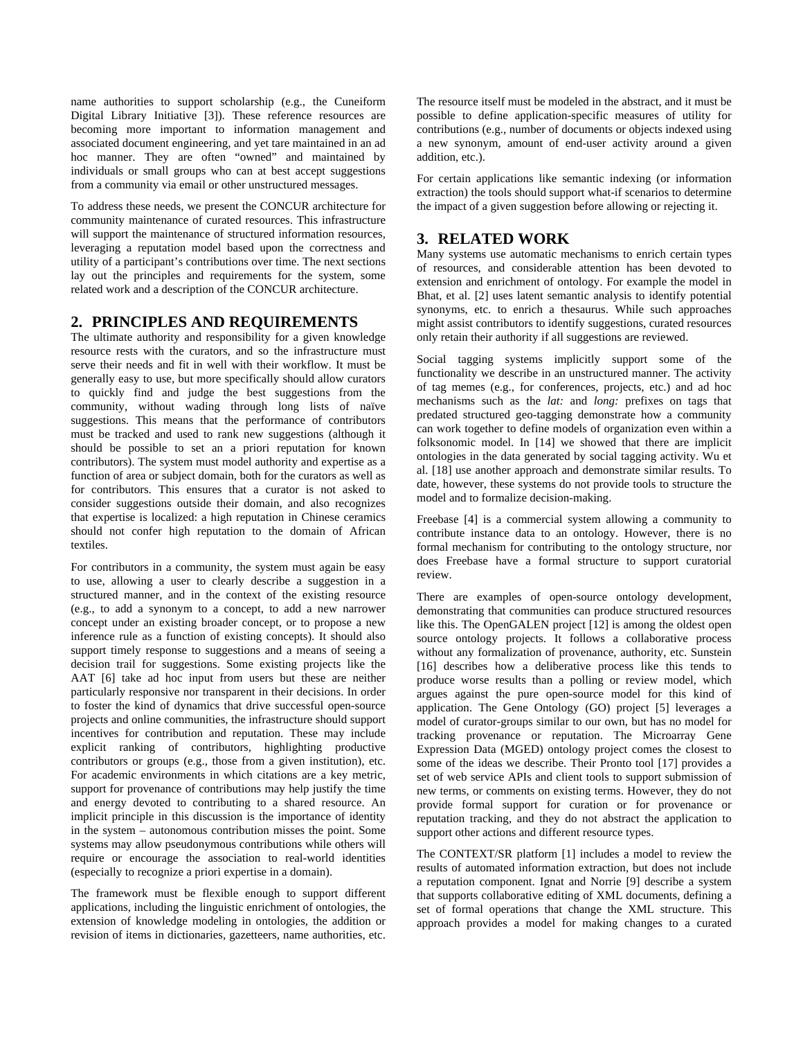name authorities to support scholarship (e.g., the Cuneiform Digital Library Initiative [3]). These reference resources are becoming more important to information management and associated document engineering, and yet tare maintained in an ad hoc manner. They are often "owned" and maintained by individuals or small groups who can at best accept suggestions from a community via email or other unstructured messages.

To address these needs, we present the CONCUR architecture for community maintenance of curated resources. This infrastructure will support the maintenance of structured information resources, leveraging a reputation model based upon the correctness and utility of a participant's contributions over time. The next sections lay out the principles and requirements for the system, some related work and a description of the CONCUR architecture.

## 2. PRINCIPLES AND REQUIREMENTS

The ultimate authority and responsibility for a given knowledge resource rests with the curators, and so the infrastructure must serve their needs and fit in well with their workflow. It must be generally easy to use, but more specifically should allow curators to quickly find and judge the best suggestions from the community, without wading through long lists of naïve suggestions. This means that the performance of contributors must be tracked and used to rank new suggestions (although it should be possible to set an a priori reputation for known contributors). The system must model authority and expertise as a function of area or subject domain, both for the curators as well as for contributors. This ensures that a curator is not asked to consider suggestions outside their domain, and also recognizes that expertise is localized: a high reputation in Chinese ceramics should not confer high reputation to the domain of African textiles.

For contributors in a community, the system must again be easy to use, allowing a user to clearly describe a suggestion in a structured manner, and in the context of the existing resource (e.g., to add a synonym to a concept, to add a new narrower concept under an existing broader concept, or to propose a new inference rule as a function of existing concepts). It should also support timely response to suggestions and a means of seeing a decision trail for suggestions. Some existing projects like the AAT [6] take ad hoc input from users but these are neither particularly responsive nor transparent in their decisions. In order to foster the kind of dynamics that drive successful open-source projects and online communities, the infrastructure should support incentives for contribution and reputation. These may include explicit ranking of contributors, highlighting productive contributors or groups (e.g., those from a given institution), etc. For academic environments in which citations are a key metric, support for provenance of contributions may help justify the time and energy devoted to contributing to a shared resource. An implicit principle in this discussion is the importance of identity in the system – autonomous contribution misses the point. Some systems may allow pseudonymous contributions while others will require or encourage the association to real-world identities (especially to recognize a priori expertise in a domain).

The framework must be flexible enough to support different applications, including the linguistic enrichment of ontologies, the extension of knowledge modeling in ontologies, the addition or revision of items in dictionaries, gazetteers, name authorities, etc. The resource itself must be modeled in the abstract, and it must be possible to define application-specific measures of utility for contributions (e.g., number of documents or objects indexed using a new synonym, amount of end-user activity around a given addition, etc.).

For certain applications like semantic indexing (or information extraction) the tools should support what-if scenarios to determine the impact of a given suggestion before allowing or rejecting it.

## 3. RELATED WORK

Many systems use automatic mechanisms to enrich certain types of resources, and considerable attention has been devoted to extension and enrichment of ontology. For example the model in Bhat, et al. [2] uses latent semantic analysis to identify potential synonyms, etc. to enrich a thesaurus. While such approaches might assist contributors to identify suggestions, curated resources only retain their authority if all suggestions are reviewed.

Social tagging systems implicitly support some of the functionality we describe in an unstructured manner. The activity of tag memes (e.g., for conferences, projects, etc.) and ad hoc mechanisms such as the *lat:* and *long:* prefixes on tags that predated structured geo-tagging demonstrate how a community can work together to define models of organization even within a folksonomic model. In [14] we showed that there are implicit ontologies in the data generated by social tagging activity. Wu et al. [18] use another approach and demonstrate similar results. To date, however, these systems do not provide tools to structure the model and to formalize decision-making.

Freebase [4] is a commercial system allowing a community to contribute instance data to an ontology. However, there is no formal mechanism for contributing to the ontology structure, nor does Freebase have a formal structure to support curatorial review.

There are examples of open-source ontology development, demonstrating that communities can produce structured resources like this. The OpenGALEN project [12] is among the oldest open source ontology projects. It follows a collaborative process without any formalization of provenance, authority, etc. Sunstein [16] describes how a deliberative process like this tends to produce worse results than a polling or review model, which argues against the pure open-source model for this kind of application. The Gene Ontology (GO) project [5] leverages a model of curator-groups similar to our own, but has no model for tracking provenance or reputation. The Microarray Gene Expression Data (MGED) ontology project comes the closest to some of the ideas we describe. Their Pronto tool [17] provides a set of web service APIs and client tools to support submission of new terms, or comments on existing terms. However, they do not provide formal support for curation or for provenance or reputation tracking, and they do not abstract the application to support other actions and different resource types.

The CONTEXT/SR platform [1] includes a model to review the results of automated information extraction, but does not include a reputation component. Ignat and Norrie [9] describe a system that supports collaborative editing of XML documents, defining a set of formal operations that change the XML structure. This approach provides a model for making changes to a curated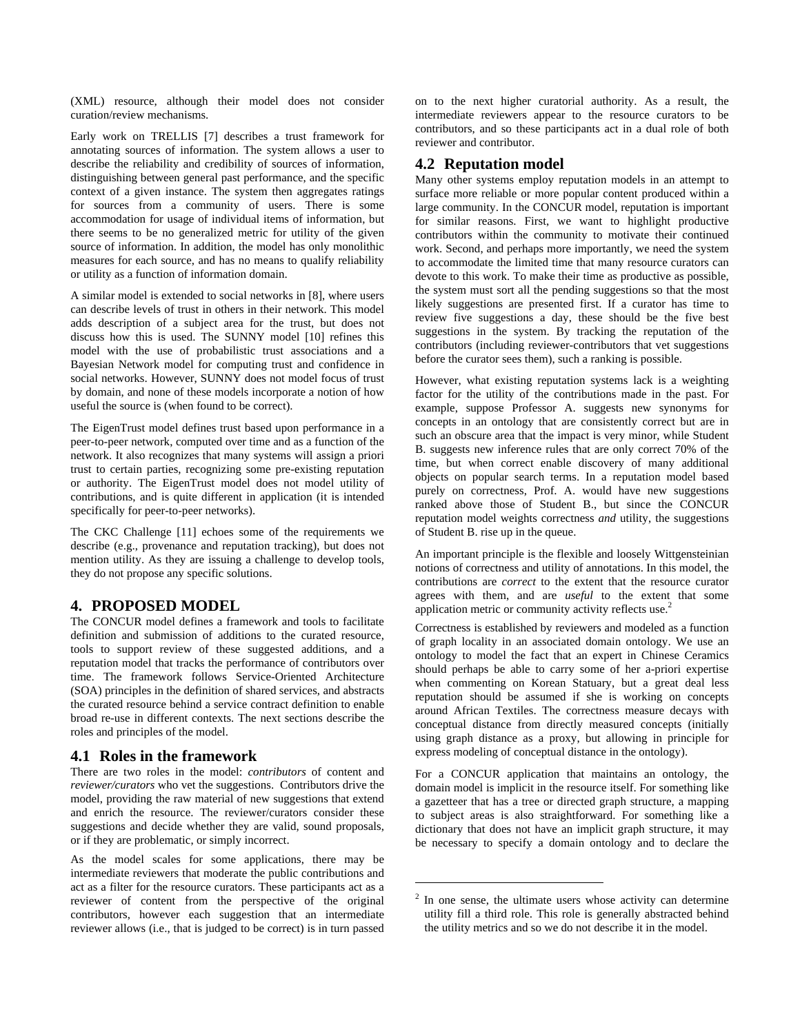(XML) resource, although their model does not consider curation/review mechanisms.

Early work on TRELLIS [7] describes a trust framework for annotating sources of information. The system allows a user to describe the reliability and credibility of sources of information, distinguishing between general past performance, and the specific context of a given instance. The system then aggregates ratings for sources from a community of users. There is some accommodation for usage of individual items of information, but there seems to be no generalized metric for utility of the given source of information. In addition, the model has only monolithic measures for each source, and has no means to qualify reliability or utility as a function of information domain.

A similar model is extended to social networks in [8], where users can describe levels of trust in others in their network. This model adds description of a subject area for the trust, but does not discuss how this is used. The SUNNY model [10] refines this model with the use of probabilistic trust associations and a Bayesian Network model for computing trust and confidence in social networks. However, SUNNY does not model focus of trust by domain, and none of these models incorporate a notion of how useful the source is (when found to be correct).

The EigenTrust model defines trust based upon performance in a peer-to-peer network, computed over time and as a function of the network. It also recognizes that many systems will assign a priori trust to certain parties, recognizing some pre-existing reputation or authority. The EigenTrust model does not model utility of contributions, and is quite different in application (it is intended specifically for peer-to-peer networks).

The CKC Challenge [11] echoes some of the requirements we describe (e.g., provenance and reputation tracking), but does not mention utility. As they are issuing a challenge to develop tools, they do not propose any specific solutions.

## 4. PROPOSED MODEL

The CONCUR model defines a framework and tools to facilitate definition and submission of additions to the curated resource, tools to support review of these suggested additions, and a reputation model that tracks the performance of contributors over time. The framework follows Service-Oriented Architecture (SOA) principles in the definition of shared services, and abstracts the curated resource behind a service contract definition to enable broad re-use in different contexts. The next sections describe the roles and principles of the model.

### 4.1 Roles in the framework

There are two roles in the model: *contributors* of content and *reviewer/curators* who vet the suggestions. Contributors drive the model, providing the raw material of new suggestions that extend and enrich the resource. The reviewer/curators consider these suggestions and decide whether they are valid, sound proposals, or if they are problematic, or simply incorrect.

As the model scales for some applications, there may be intermediate reviewers that moderate the public contributions and act as a filter for the resource curators. These participants act as a reviewer of content from the perspective of the original contributors, however each suggestion that an intermediate reviewer allows (i.e., that is judged to be correct) is in turn passed on to the next higher curatorial authority. As a result, the intermediate reviewers appear to the resource curators to be contributors, and so these participants act in a dual role of both reviewer and contributor.

### 4.2 Reputation model

Many other systems employ reputation models in an attempt to surface more reliable or more popular content produced within a large community. In the CONCUR model, reputation is important for similar reasons. First, we want to highlight productive contributors within the community to motivate their continued work. Second, and perhaps more importantly, we need the system to accommodate the limited time that many resource curators can devote to this work. To make their time as productive as possible, the system must sort all the pending suggestions so that the most likely suggestions are presented first. If a curator has time to review five suggestions a day, these should be the five best suggestions in the system. By tracking the reputation of the contributors (including reviewer-contributors that vet suggestions before the curator sees them), such a ranking is possible.

However, what existing reputation systems lack is a weighting factor for the utility of the contributions made in the past. For example, suppose Professor A. suggests new synonyms for concepts in an ontology that are consistently correct but are in such an obscure area that the impact is very minor, while Student B. suggests new inference rules that are only correct 70% of the time, but when correct enable discovery of many additional objects on popular search terms. In a reputation model based purely on correctness, Prof. A. would have new suggestions ranked above those of Student B., but since the CONCUR reputation model weights correctness *and* utility, the suggestions of Student B. rise up in the queue.

An important principle is the flexible and loosely Wittgensteinian notions of correctness and utility of annotations. In this model, the contributions are *correct* to the extent that the resource curator agrees with them, and are *useful* to the extent that some application metric or community activity reflects use.[2]

Correctness is established by reviewers and modeled as a function of graph locality in an associated domain ontology. We use an ontology to model the fact that an expert in Chinese Ceramics should perhaps be able to carry some of her a-priori expertise when commenting on Korean Statuary, but a great deal less reputation should be assumed if she is working on concepts around African Textiles. The correctness measure decays with conceptual distance from directly measured concepts (initially using graph distance as a proxy, but allowing in principle for express modeling of conceptual distance in the ontology).

For a CONCUR application that maintains an ontology, the domain model is implicit in the resource itself. For something like a gazetteer that has a tree or directed graph structure, a mapping to subject areas is also straightforward. For something like a dictionary that does not have an implicit graph structure, it may be necessary to specify a domain ontology and to declare the

[2] In one sense, the ultimate users whose activity can determine utility fill a third role. This role is generally abstracted behind the utility metrics and so we do not describe it in the model.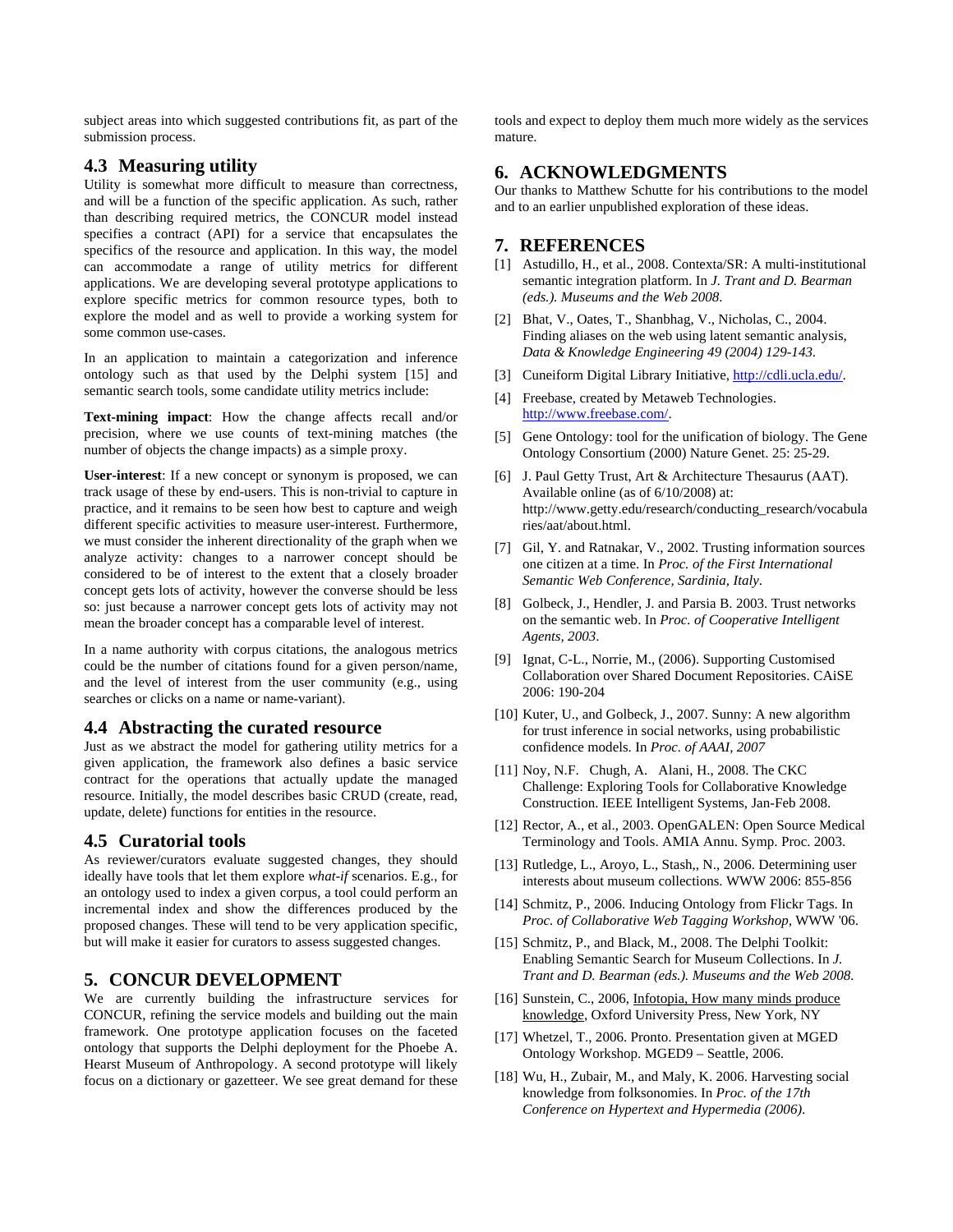subject areas into which suggested contributions fit, as part of the submission process.

### 4.3 Measuring utility

Utility is somewhat more difficult to measure than correctness, and will be a function of the specific application. As such, rather than describing required metrics, the CONCUR model instead specifies a contract (API) for a service that encapsulates the specifics of the resource and application. In this way, the model can accommodate a range of utility metrics for different applications. We are developing several prototype applications to explore specific metrics for common resource types, both to explore the model and as well to provide a working system for some common use-cases.

In an application to maintain a categorization and inference ontology such as that used by the Delphi system [15] and semantic search tools, some candidate utility metrics include:

**Text-mining impact**: How the change affects recall and/or precision, where we use counts of text-mining matches (the number of objects the change impacts) as a simple proxy.

**User-interest**: If a new concept or synonym is proposed, we can track usage of these by end-users. This is non-trivial to capture in practice, and it remains to be seen how best to capture and weigh different specific activities to measure user-interest. Furthermore, we must consider the inherent directionality of the graph when we analyze activity: changes to a narrower concept should be considered to be of interest to the extent that a closely broader concept gets lots of activity, however the converse should be less so: just because a narrower concept gets lots of activity may not mean the broader concept has a comparable level of interest.

In a name authority with corpus citations, the analogous metrics could be the number of citations found for a given person/name, and the level of interest from the user community (e.g., using searches or clicks on a name or name-variant).

### 4.4 Abstracting the curated resource

Just as we abstract the model for gathering utility metrics for a given application, the framework also defines a basic service contract for the operations that actually update the managed resource. Initially, the model describes basic CRUD (create, read, update, delete) functions for entities in the resource.

### 4.5 Curatorial tools

As reviewer/curators evaluate suggested changes, they should ideally have tools that let them explore *what-if* scenarios. E.g., for an ontology used to index a given corpus, a tool could perform an incremental index and show the differences produced by the proposed changes. These will tend to be very application specific, but will make it easier for curators to assess suggested changes.

## 5. CONCUR DEVELOPMENT

We are currently building the infrastructure services for CONCUR, refining the service models and building out the main framework. One prototype application focuses on the faceted ontology that supports the Delphi deployment for the Phoebe A. Hearst Museum of Anthropology. A second prototype will likely focus on a dictionary or gazetteer. We see great demand for these tools and expect to deploy them much more widely as the services mature.

## 6. ACKNOWLEDGMENTS

Our thanks to Matthew Schutte for his contributions to the model and to an earlier unpublished exploration of these ideas.

## 7. REFERENCES

[1] Astudillo, H., et al., 2008. Contexta/SR: A multi-institutional semantic integration platform. In *J. Trant and D. Bearman (eds.). Museums and the Web 2008*.

[2] Bhat, V., Oates, T., Shanbhag, V., Nicholas, C., 2004. Finding aliases on the web using latent semantic analysis, *Data & Knowledge Engineering 49 (2004) 129-143.*

[3] Cuneiform Digital Library Initiative, http://cdli.ucla.edu/.

[4] Freebase, created by Metaweb Technologies. http://www.freebase.com/.

[5] Gene Ontology: tool for the unification of biology. The Gene Ontology Consortium (2000) Nature Genet. 25: 25-29.

[6] J. Paul Getty Trust, Art & Architecture Thesaurus (AAT). Available online (as of 6/10/2008) at: http://www.getty.edu/research/conducting_research/vocabularies/aat/about.html.

[7] Gil, Y. and Ratnakar, V., 2002. Trusting information sources one citizen at a time. In *Proc. of the First International Semantic Web Conference, Sardinia, Italy*.

[8] Golbeck, J., Hendler, J. and Parsia B. 2003. Trust networks on the semantic web. In *Proc. of Cooperative Intelligent Agents, 2003*.

[9] Ignat, C-L., Norrie, M., (2006). Supporting Customised Collaboration over Shared Document Repositories. CAiSE 2006: 190-204

[10] Kuter, U., and Golbeck, J., 2007. Sunny: A new algorithm for trust inference in social networks, using probabilistic confidence models. In *Proc. of AAAI, 2007*

[11] Noy, N.F. Chugh, A. Alani, H., 2008. The CKC Challenge: Exploring Tools for Collaborative Knowledge Construction. IEEE Intelligent Systems, Jan-Feb 2008.

[12] Rector, A., et al., 2003. OpenGALEN: Open Source Medical Terminology and Tools. AMIA Annu. Symp. Proc. 2003.

[13] Rutledge, L., Aroyo, L., Stash,, N., 2006. Determining user interests about museum collections. WWW 2006: 855-856

[14] Schmitz, P., 2006. Inducing Ontology from Flickr Tags. In *Proc. of Collaborative Web Tagging Workshop*, WWW '06.

[15] Schmitz, P., and Black, M., 2008. The Delphi Toolkit: Enabling Semantic Search for Museum Collections. In *J. Trant and D. Bearman (eds.). Museums and the Web 2008.*

[16] Sunstein, C., 2006, Infotopia, How many minds produce knowledge, Oxford University Press, New York, NY

[17] Whetzel, T., 2006. Pronto. Presentation given at MGED Ontology Workshop. MGED9 – Seattle, 2006.

[18] Wu, H., Zubair, M., and Maly, K. 2006. Harvesting social knowledge from folksonomies. In *Proc. of the 17th Conference on Hypertext and Hypermedia (2006)*.